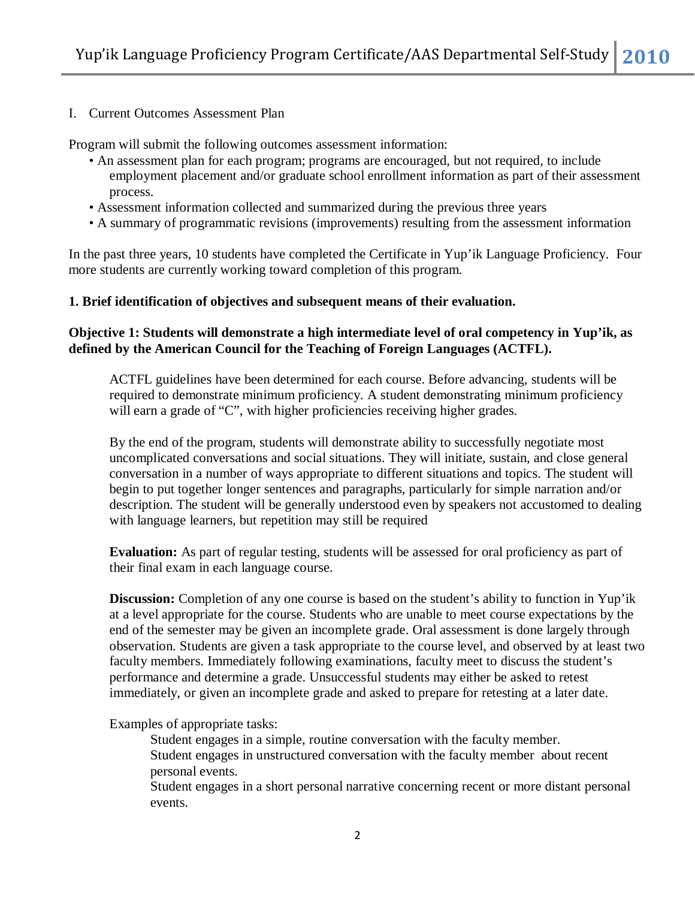I. Current Outcomes Assessment Plan

Program will submit the following outcomes assessment information:

- An assessment plan for each program; programs are encouraged, but not required, to include employment placement and/or graduate school enrollment information as part of their assessment process.
- Assessment information collected and summarized during the previous three years
- A summary of programmatic revisions (improvements) resulting from the assessment information

In the past three years, 10 students have completed the Certificate in Yup'ik Language Proficiency. Four more students are currently working toward completion of this program.

**1. Brief identification of objectives and subsequent means of their evaluation.**

**Objective 1: Students will demonstrate a high intermediate level of oral competency in Yup'ik, as defined by the American Council for the Teaching of Foreign Languages (ACTFL).**

ACTFL guidelines have been determined for each course. Before advancing, students will be required to demonstrate minimum proficiency. A student demonstrating minimum proficiency will earn a grade of "C", with higher proficiencies receiving higher grades.

By the end of the program, students will demonstrate ability to successfully negotiate most uncomplicated conversations and social situations. They will initiate, sustain, and close general conversation in a number of ways appropriate to different situations and topics. The student will begin to put together longer sentences and paragraphs, particularly for simple narration and/or description. The student will be generally understood even by speakers not accustomed to dealing with language learners, but repetition may still be required

**Evaluation:** As part of regular testing, students will be assessed for oral proficiency as part of their final exam in each language course.

**Discussion:** Completion of any one course is based on the student's ability to function in Yup'ik at a level appropriate for the course. Students who are unable to meet course expectations by the end of the semester may be given an incomplete grade. Oral assessment is done largely through observation. Students are given a task appropriate to the course level, and observed by at least two faculty members. Immediately following examinations, faculty meet to discuss the student's performance and determine a grade. Unsuccessful students may either be asked to retest immediately, or given an incomplete grade and asked to prepare for retesting at a later date.

Examples of appropriate tasks:

Student engages in a simple, routine conversation with the faculty member.
Student engages in unstructured conversation with the faculty member about recent personal events.
Student engages in a short personal narrative concerning recent or more distant personal events.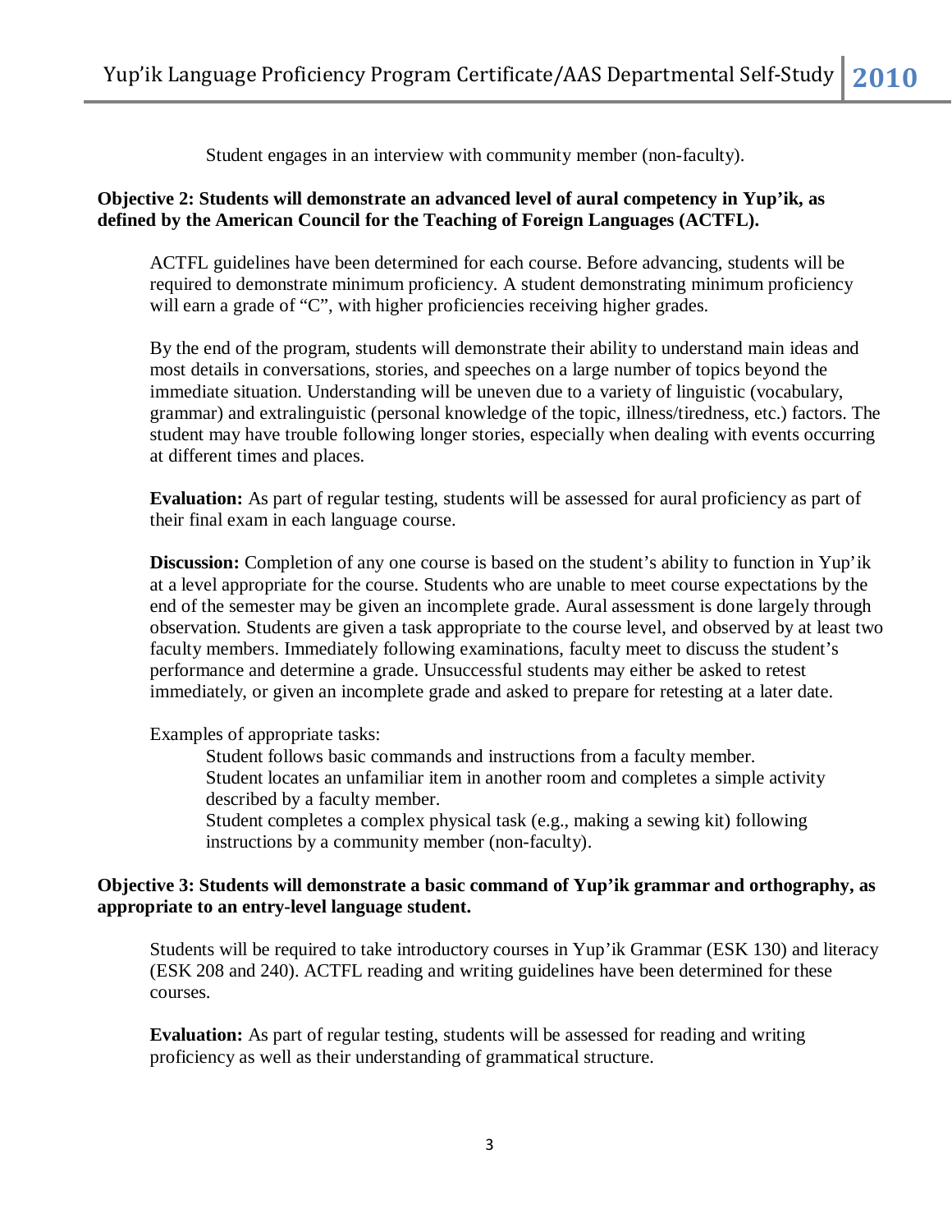Student engages in an interview with community member (non-faculty).

**Objective 2: Students will demonstrate an advanced level of aural competency in Yup'ik, as defined by the American Council for the Teaching of Foreign Languages (ACTFL).**

ACTFL guidelines have been determined for each course. Before advancing, students will be required to demonstrate minimum proficiency. A student demonstrating minimum proficiency will earn a grade of "C", with higher proficiencies receiving higher grades.

By the end of the program, students will demonstrate their ability to understand main ideas and most details in conversations, stories, and speeches on a large number of topics beyond the immediate situation. Understanding will be uneven due to a variety of linguistic (vocabulary, grammar) and extralinguistic (personal knowledge of the topic, illness/tiredness, etc.) factors. The student may have trouble following longer stories, especially when dealing with events occurring at different times and places.

**Evaluation:** As part of regular testing, students will be assessed for aural proficiency as part of their final exam in each language course.

**Discussion:** Completion of any one course is based on the student's ability to function in Yup'ik at a level appropriate for the course. Students who are unable to meet course expectations by the end of the semester may be given an incomplete grade. Aural assessment is done largely through observation. Students are given a task appropriate to the course level, and observed by at least two faculty members. Immediately following examinations, faculty meet to discuss the student's performance and determine a grade. Unsuccessful students may either be asked to retest immediately, or given an incomplete grade and asked to prepare for retesting at a later date.

Examples of appropriate tasks:

Student follows basic commands and instructions from a faculty member.
Student locates an unfamiliar item in another room and completes a simple activity described by a faculty member.
Student completes a complex physical task (e.g., making a sewing kit) following instructions by a community member (non-faculty).

**Objective 3: Students will demonstrate a basic command of Yup'ik grammar and orthography, as appropriate to an entry-level language student.**

Students will be required to take introductory courses in Yup'ik Grammar (ESK 130) and literacy (ESK 208 and 240). ACTFL reading and writing guidelines have been determined for these courses.

**Evaluation:** As part of regular testing, students will be assessed for reading and writing proficiency as well as their understanding of grammatical structure.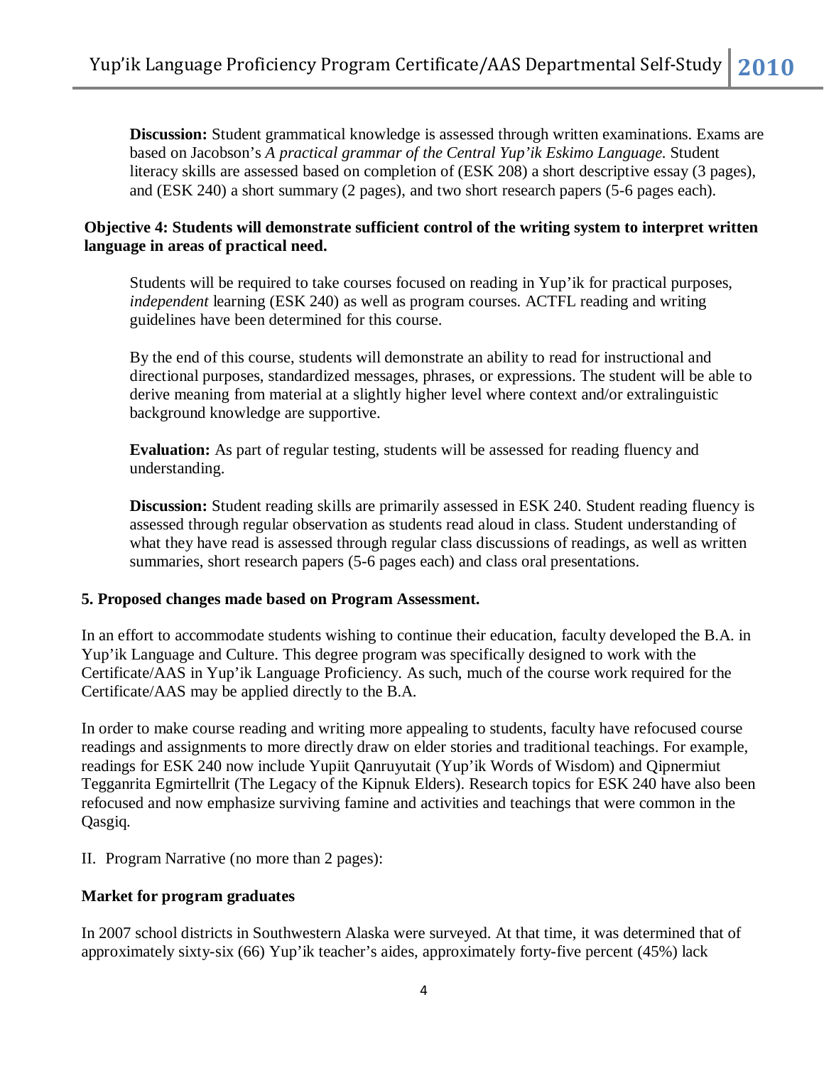**Discussion:** Student grammatical knowledge is assessed through written examinations. Exams are based on Jacobson's *A practical grammar of the Central Yup'ik Eskimo Language.* Student literacy skills are assessed based on completion of (ESK 208) a short descriptive essay (3 pages), and (ESK 240) a short summary (2 pages), and two short research papers (5-6 pages each).

**Objective 4: Students will demonstrate sufficient control of the writing system to interpret written language in areas of practical need.**

Students will be required to take courses focused on reading in Yup'ik for practical purposes, *independent* learning (ESK 240) as well as program courses. ACTFL reading and writing guidelines have been determined for this course.

By the end of this course, students will demonstrate an ability to read for instructional and directional purposes, standardized messages, phrases, or expressions. The student will be able to derive meaning from material at a slightly higher level where context and/or extralinguistic background knowledge are supportive.

**Evaluation:** As part of regular testing, students will be assessed for reading fluency and understanding.

**Discussion:** Student reading skills are primarily assessed in ESK 240. Student reading fluency is assessed through regular observation as students read aloud in class. Student understanding of what they have read is assessed through regular class discussions of readings, as well as written summaries, short research papers (5-6 pages each) and class oral presentations.

**5. Proposed changes made based on Program Assessment.**

In an effort to accommodate students wishing to continue their education, faculty developed the B.A. in Yup'ik Language and Culture. This degree program was specifically designed to work with the Certificate/AAS in Yup'ik Language Proficiency. As such, much of the course work required for the Certificate/AAS may be applied directly to the B.A.

In order to make course reading and writing more appealing to students, faculty have refocused course readings and assignments to more directly draw on elder stories and traditional teachings. For example, readings for ESK 240 now include Yupiit Qanruyutait (Yup'ik Words of Wisdom) and Qipnermiut Tegganrita Egmirtellrit (The Legacy of the Kipnuk Elders). Research topics for ESK 240 have also been refocused and now emphasize surviving famine and activities and teachings that were common in the Qasgiq.

II. Program Narrative (no more than 2 pages):

**Market for program graduates**

In 2007 school districts in Southwestern Alaska were surveyed. At that time, it was determined that of approximately sixty-six (66) Yup'ik teacher's aides, approximately forty-five percent (45%) lack